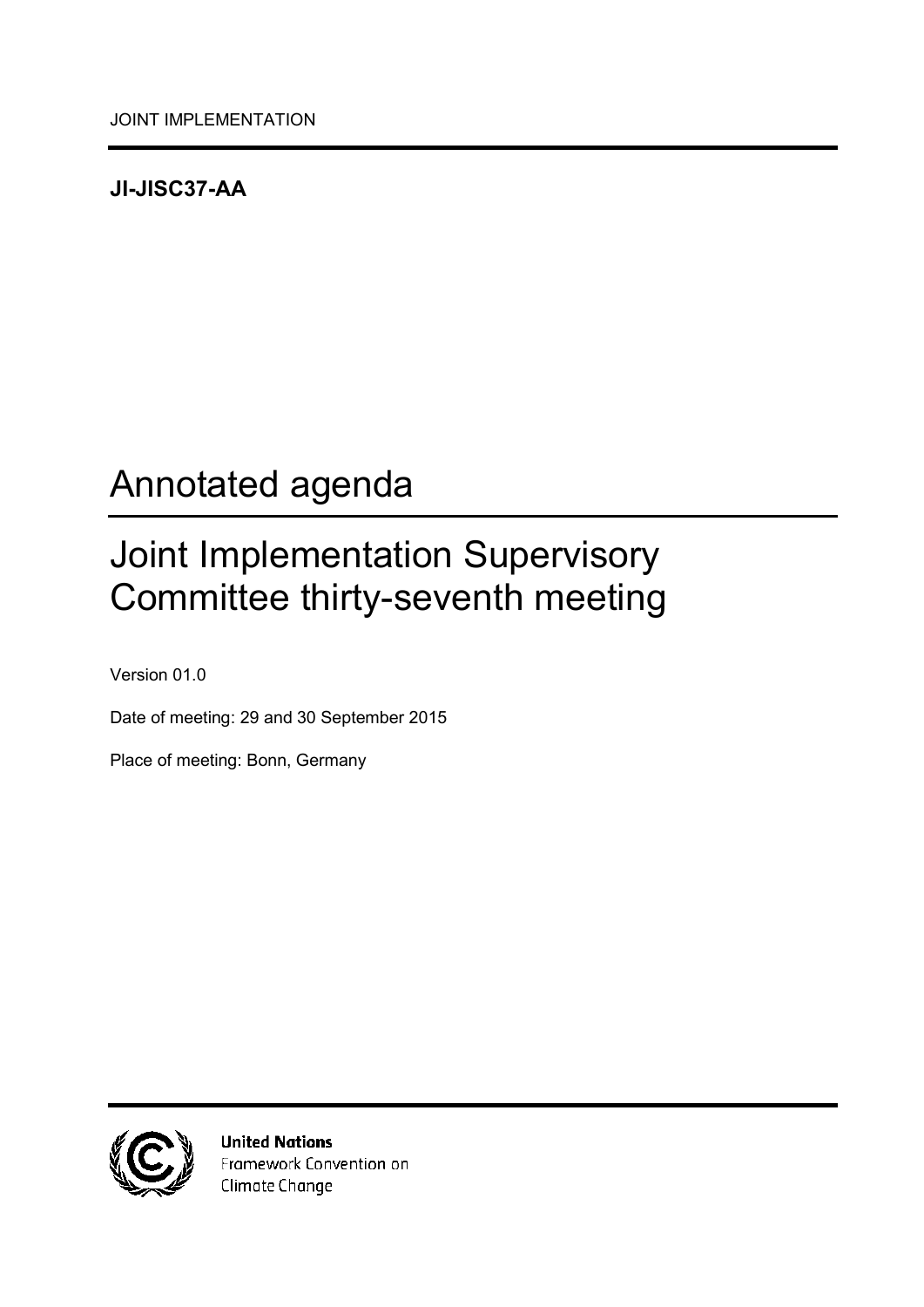JOINT IMPLEMENTATION

**JI-JISC37-AA**

# Annotated agenda

# Joint Implementation Supervisory Committee thirty-seventh meeting

Version 01.0

Date of meeting: 29 and 30 September 2015

Place of meeting: Bonn, Germany

**United Nations**
Framework Convention on
Climate Change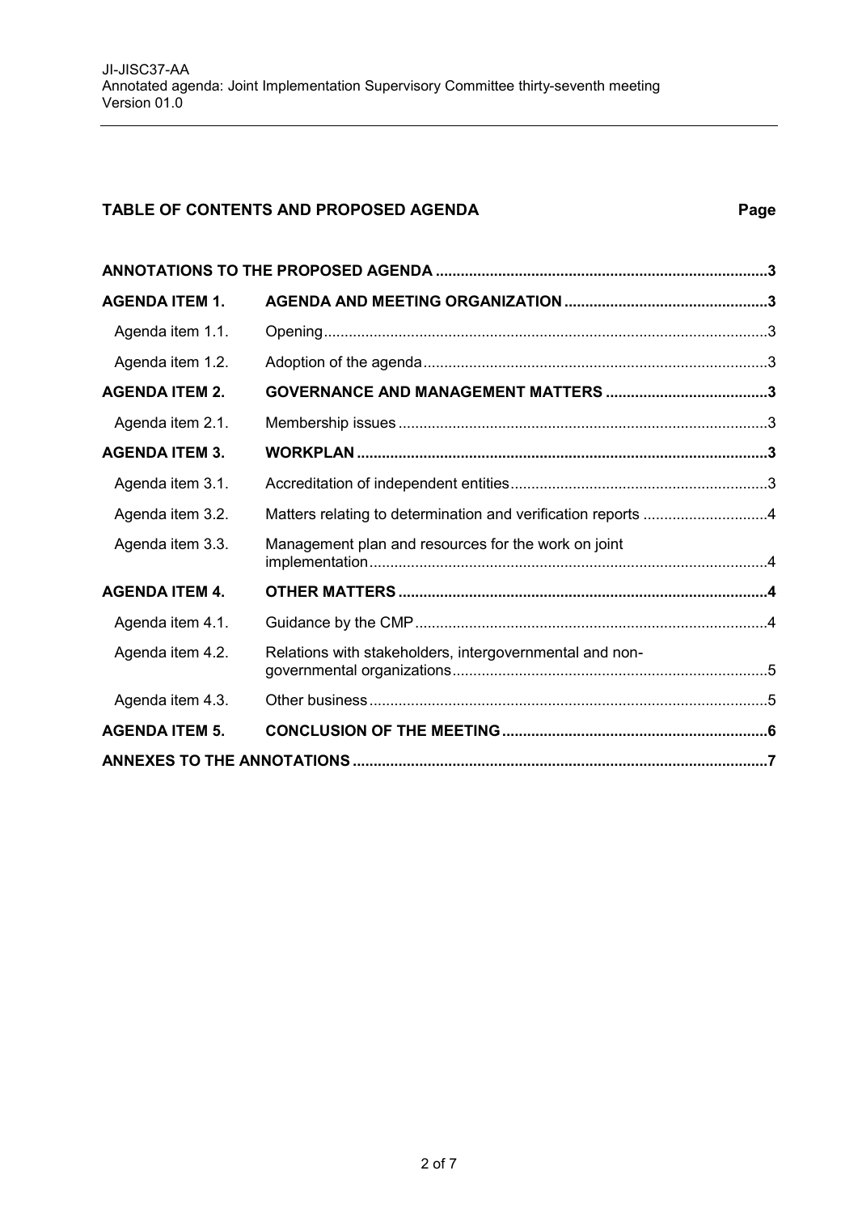## TABLE OF CONTENTS AND PROPOSED AGENDA

| | | Page |
|---|---|---|
| **ANNOTATIONS TO THE PROPOSED AGENDA** | | **3** |
| **AGENDA ITEM 1.** | **AGENDA AND MEETING ORGANIZATION** | **3** |
| Agenda item 1.1. | Opening | 3 |
| Agenda item 1.2. | Adoption of the agenda | 3 |
| **AGENDA ITEM 2.** | **GOVERNANCE AND MANAGEMENT MATTERS** | **3** |
| Agenda item 2.1. | Membership issues | 3 |
| **AGENDA ITEM 3.** | **WORKPLAN** | **3** |
| Agenda item 3.1. | Accreditation of independent entities | 3 |
| Agenda item 3.2. | Matters relating to determination and verification reports | 4 |
| Agenda item 3.3. | Management plan and resources for the work on joint implementation | 4 |
| **AGENDA ITEM 4.** | **OTHER MATTERS** | **4** |
| Agenda item 4.1. | Guidance by the CMP | 4 |
| Agenda item 4.2. | Relations with stakeholders, intergovernmental and non-governmental organizations | 5 |
| Agenda item 4.3. | Other business | 5 |
| **AGENDA ITEM 5.** | **CONCLUSION OF THE MEETING** | **6** |
| **ANNEXES TO THE ANNOTATIONS** | | **7** |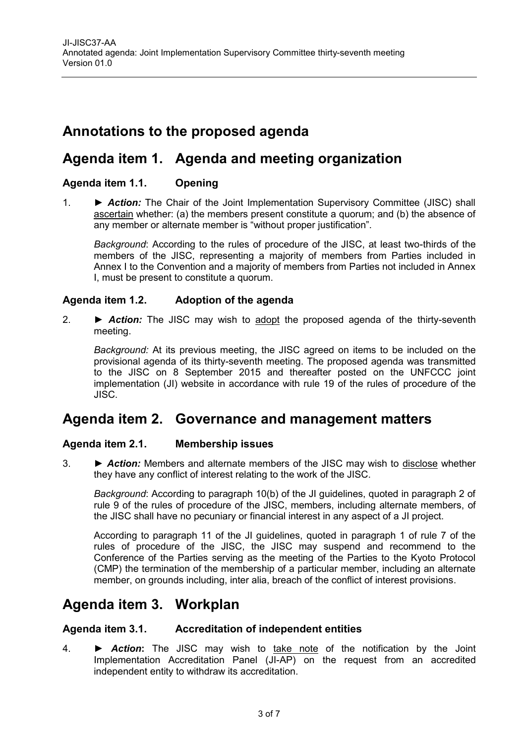# Annotations to the proposed agenda

# Agenda item 1. Agenda and meeting organization

### Agenda item 1.1. Opening

1. ► ***Action:*** The Chair of the Joint Implementation Supervisory Committee (JISC) shall ascertain whether: (a) the members present constitute a quorum; and (b) the absence of any member or alternate member is "without proper justification".

   *Background*: According to the rules of procedure of the JISC, at least two-thirds of the members of the JISC, representing a majority of members from Parties included in Annex I to the Convention and a majority of members from Parties not included in Annex I, must be present to constitute a quorum.

### Agenda item 1.2. Adoption of the agenda

2. ► ***Action:*** The JISC may wish to adopt the proposed agenda of the thirty-seventh meeting.

   *Background:* At its previous meeting, the JISC agreed on items to be included on the provisional agenda of its thirty-seventh meeting. The proposed agenda was transmitted to the JISC on 8 September 2015 and thereafter posted on the UNFCCC joint implementation (JI) website in accordance with rule 19 of the rules of procedure of the JISC.

# Agenda item 2. Governance and management matters

### Agenda item 2.1. Membership issues

3. ► ***Action:*** Members and alternate members of the JISC may wish to disclose whether they have any conflict of interest relating to the work of the JISC.

   *Background*: According to paragraph 10(b) of the JI guidelines, quoted in paragraph 2 of rule 9 of the rules of procedure of the JISC, members, including alternate members, of the JISC shall have no pecuniary or financial interest in any aspect of a JI project.

   According to paragraph 11 of the JI guidelines, quoted in paragraph 1 of rule 7 of the rules of procedure of the JISC, the JISC may suspend and recommend to the Conference of the Parties serving as the meeting of the Parties to the Kyoto Protocol (CMP) the termination of the membership of a particular member, including an alternate member, on grounds including, inter alia, breach of the conflict of interest provisions.

# Agenda item 3. Workplan

### Agenda item 3.1. Accreditation of independent entities

4. ► ***Action***: The JISC may wish to take note of the notification by the Joint Implementation Accreditation Panel (JI-AP) on the request from an accredited independent entity to withdraw its accreditation.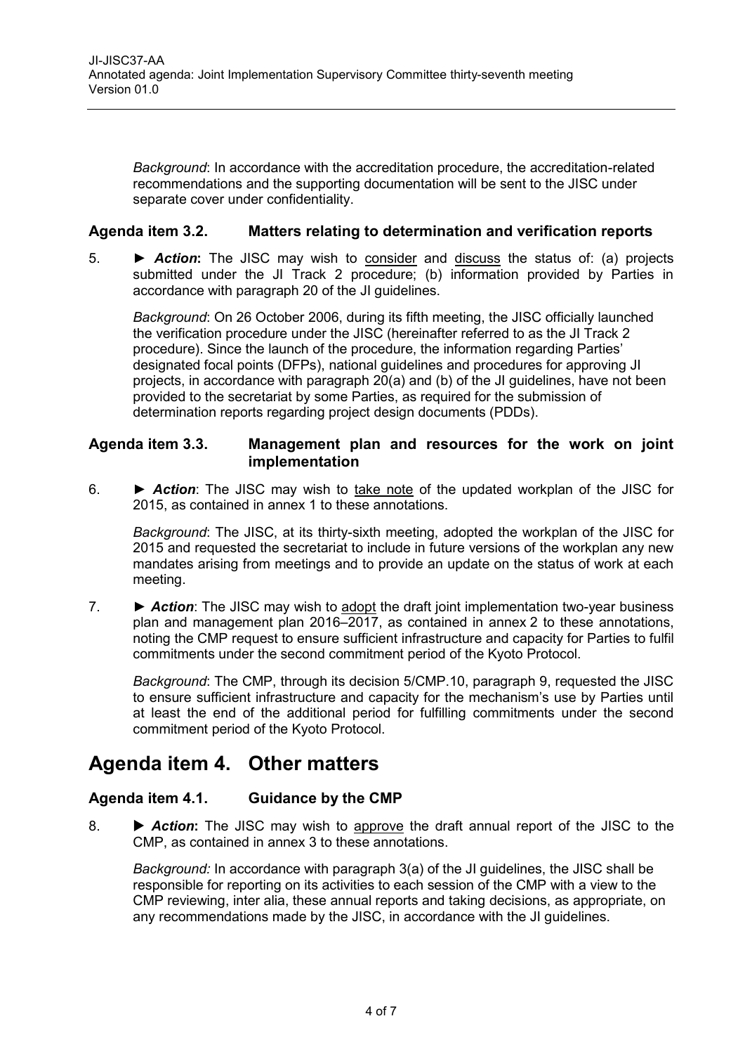*Background*: In accordance with the accreditation procedure, the accreditation-related recommendations and the supporting documentation will be sent to the JISC under separate cover under confidentiality.

### Agenda item 3.2. Matters relating to determination and verification reports

5. ► ***Action***: The JISC may wish to consider and discuss the status of: (a) projects submitted under the JI Track 2 procedure; (b) information provided by Parties in accordance with paragraph 20 of the JI guidelines.

   *Background*: On 26 October 2006, during its fifth meeting, the JISC officially launched the verification procedure under the JISC (hereinafter referred to as the JI Track 2 procedure). Since the launch of the procedure, the information regarding Parties' designated focal points (DFPs), national guidelines and procedures for approving JI projects, in accordance with paragraph 20(a) and (b) of the JI guidelines, have not been provided to the secretariat by some Parties, as required for the submission of determination reports regarding project design documents (PDDs).

### Agenda item 3.3. Management plan and resources for the work on joint implementation

6. ► ***Action***: The JISC may wish to take note of the updated workplan of the JISC for 2015, as contained in annex 1 to these annotations.

   *Background*: The JISC, at its thirty-sixth meeting, adopted the workplan of the JISC for 2015 and requested the secretariat to include in future versions of the workplan any new mandates arising from meetings and to provide an update on the status of work at each meeting.

7. ► ***Action***: The JISC may wish to adopt the draft joint implementation two-year business plan and management plan 2016–2017, as contained in annex 2 to these annotations, noting the CMP request to ensure sufficient infrastructure and capacity for Parties to fulfil commitments under the second commitment period of the Kyoto Protocol.

   *Background*: The CMP, through its decision 5/CMP.10, paragraph 9, requested the JISC to ensure sufficient infrastructure and capacity for the mechanism's use by Parties until at least the end of the additional period for fulfilling commitments under the second commitment period of the Kyoto Protocol.

## Agenda item 4. Other matters

### Agenda item 4.1. Guidance by the CMP

8. ► ***Action***: The JISC may wish to approve the draft annual report of the JISC to the CMP, as contained in annex 3 to these annotations.

   *Background:* In accordance with paragraph 3(a) of the JI guidelines, the JISC shall be responsible for reporting on its activities to each session of the CMP with a view to the CMP reviewing, inter alia, these annual reports and taking decisions, as appropriate, on any recommendations made by the JISC, in accordance with the JI guidelines.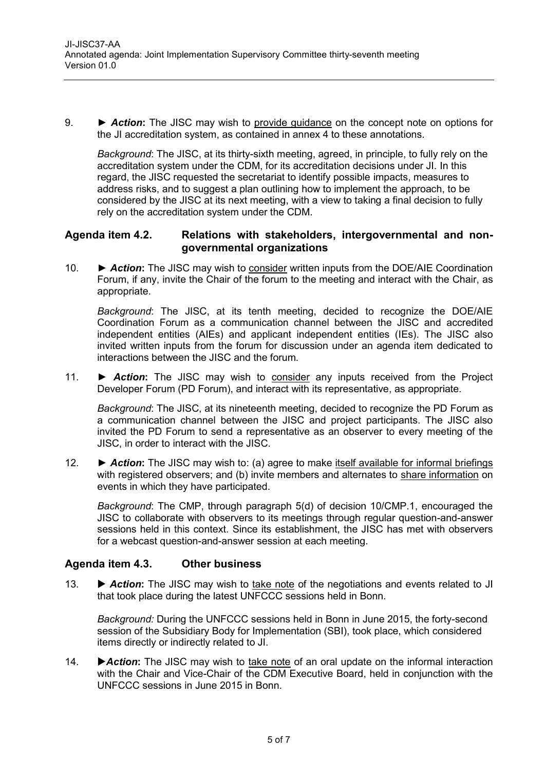9. ► ***Action*:** The JISC may wish to provide guidance on the concept note on options for the JI accreditation system, as contained in annex 4 to these annotations.

   *Background*: The JISC, at its thirty-sixth meeting, agreed, in principle, to fully rely on the accreditation system under the CDM, for its accreditation decisions under JI. In this regard, the JISC requested the secretariat to identify possible impacts, measures to address risks, and to suggest a plan outlining how to implement the approach, to be considered by the JISC at its next meeting, with a view to taking a final decision to fully rely on the accreditation system under the CDM.

### Agenda item 4.2. Relations with stakeholders, intergovernmental and non-governmental organizations

10. ► ***Action*:** The JISC may wish to consider written inputs from the DOE/AIE Coordination Forum, if any, invite the Chair of the forum to the meeting and interact with the Chair, as appropriate.

    *Background*: The JISC, at its tenth meeting, decided to recognize the DOE/AIE Coordination Forum as a communication channel between the JISC and accredited independent entities (AIEs) and applicant independent entities (IEs). The JISC also invited written inputs from the forum for discussion under an agenda item dedicated to interactions between the JISC and the forum.

11. ► ***Action*:** The JISC may wish to consider any inputs received from the Project Developer Forum (PD Forum), and interact with its representative, as appropriate.

    *Background*: The JISC, at its nineteenth meeting, decided to recognize the PD Forum as a communication channel between the JISC and project participants. The JISC also invited the PD Forum to send a representative as an observer to every meeting of the JISC, in order to interact with the JISC.

12. ► ***Action*:** The JISC may wish to: (a) agree to make itself available for informal briefings with registered observers; and (b) invite members and alternates to share information on events in which they have participated.

    *Background*: The CMP, through paragraph 5(d) of decision 10/CMP.1, encouraged the JISC to collaborate with observers to its meetings through regular question-and-answer sessions held in this context. Since its establishment, the JISC has met with observers for a webcast question-and-answer session at each meeting.

### Agenda item 4.3. Other business

13. ► ***Action*:** The JISC may wish to take note of the negotiations and events related to JI that took place during the latest UNFCCC sessions held in Bonn.

    *Background:* During the UNFCCC sessions held in Bonn in June 2015, the forty-second session of the Subsidiary Body for Implementation (SBI), took place, which considered items directly or indirectly related to JI.

14. ►***Action*:** The JISC may wish to take note of an oral update on the informal interaction with the Chair and Vice-Chair of the CDM Executive Board, held in conjunction with the UNFCCC sessions in June 2015 in Bonn.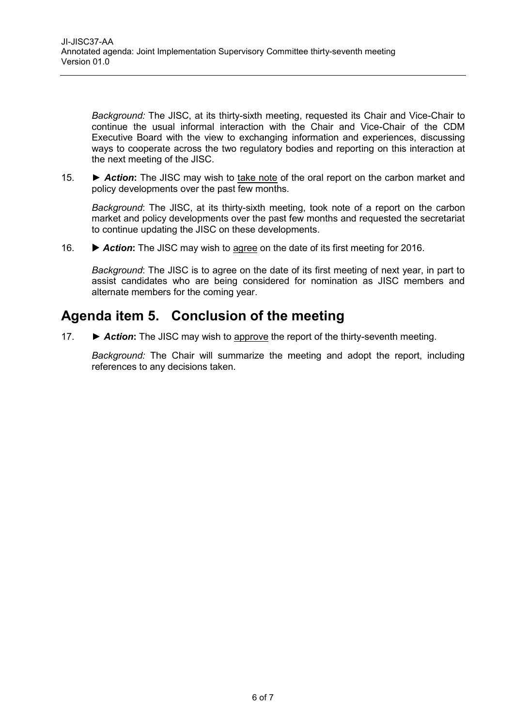*Background:* The JISC, at its thirty-sixth meeting, requested its Chair and Vice-Chair to continue the usual informal interaction with the Chair and Vice-Chair of the CDM Executive Board with the view to exchanging information and experiences, discussing ways to cooperate across the two regulatory bodies and reporting on this interaction at the next meeting of the JISC.

15. ► ***Action*:** The JISC may wish to take note of the oral report on the carbon market and policy developments over the past few months.

   *Background*: The JISC, at its thirty-sixth meeting, took note of a report on the carbon market and policy developments over the past few months and requested the secretariat to continue updating the JISC on these developments.

16. ► ***Action*:** The JISC may wish to agree on the date of its first meeting for 2016.

   *Background*: The JISC is to agree on the date of its first meeting of next year, in part to assist candidates who are being considered for nomination as JISC members and alternate members for the coming year.

## Agenda item 5. Conclusion of the meeting

17. ► ***Action*:** The JISC may wish to approve the report of the thirty-seventh meeting.

   *Background:* The Chair will summarize the meeting and adopt the report, including references to any decisions taken.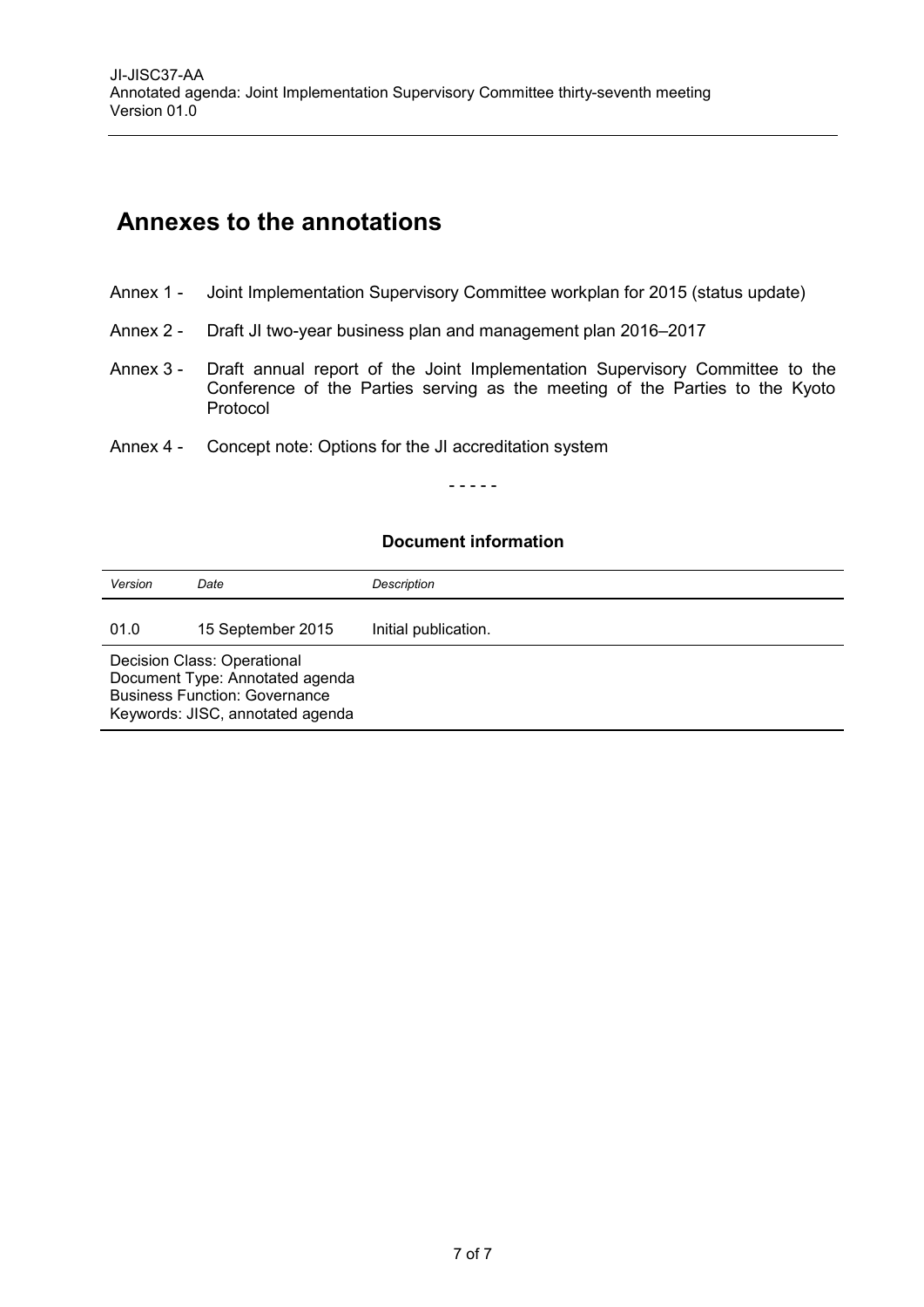# Annexes to the annotations

Annex 1 - Joint Implementation Supervisory Committee workplan for 2015 (status update)

Annex 2 - Draft JI two-year business plan and management plan 2016–2017

Annex 3 - Draft annual report of the Joint Implementation Supervisory Committee to the Conference of the Parties serving as the meeting of the Parties to the Kyoto Protocol

Annex 4 - Concept note: Options for the JI accreditation system

- - - - -

### Document information

| *Version* | *Date* | *Description* |
|---|---|---|
| 01.0 | 15 September 2015 | Initial publication. |

Decision Class: Operational
Document Type: Annotated agenda
Business Function: Governance
Keywords: JISC, annotated agenda